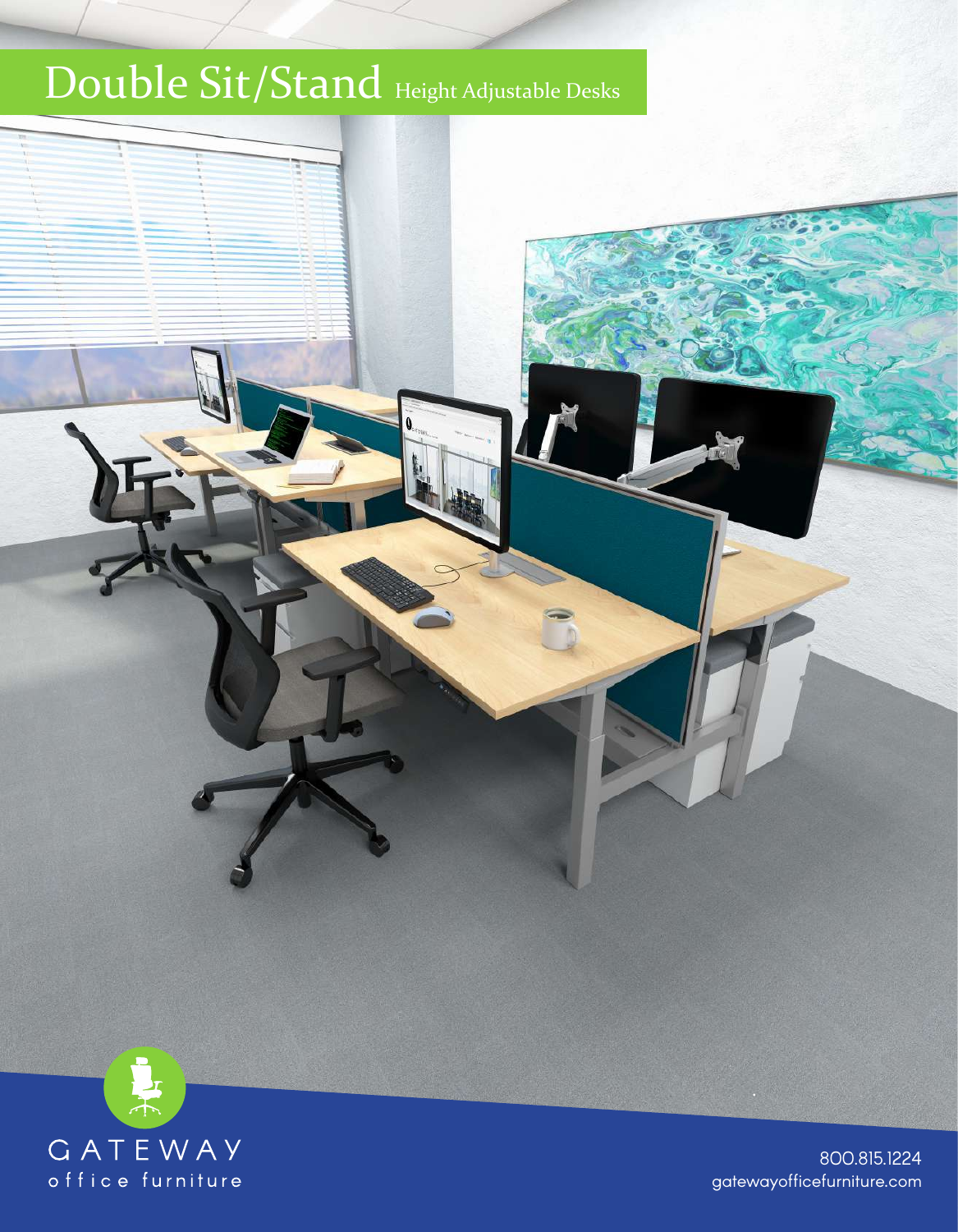# Double Sit/Stand Height Adjustable Desks

GATEWAY
office furniture

800.815.1224
gatewayofficefurniture.com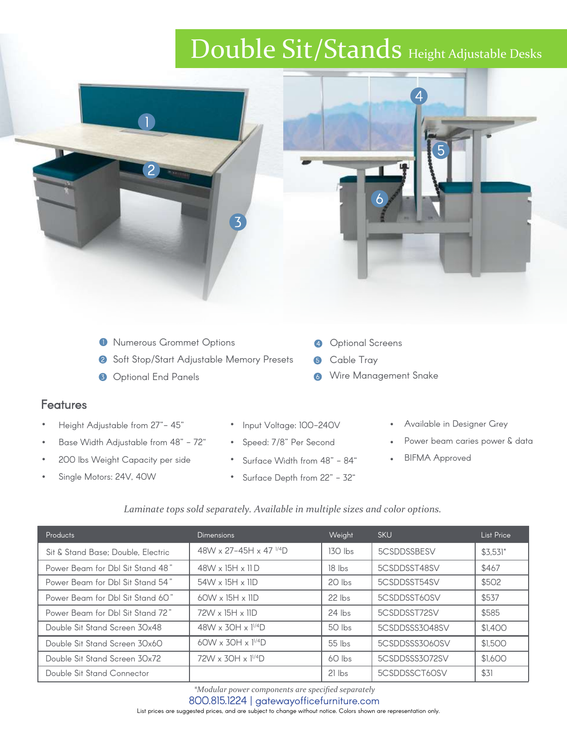# Double Sit/Stands Height Adjustable Desks

1. Numerous Grommet Options
2. Soft Stop/Start Adjustable Memory Presets
3. Optional End Panels
4. Optional Screens
5. Cable Tray
6. Wire Management Snake

## Features

- Height Adjustable from 27"– 45"
- Base Width Adjustable from 48" – 72"
- 200 lbs Weight Capacity per side
- Single Motors: 24V, 40W
- Input Voltage: 100-240V
- Speed: 7/8" Per Second
- Surface Width from 48" – 84"
- Surface Depth from 22" – 32"
- Available in Designer Grey
- Power beam caries power & data
- BIFMA Approved

*Laminate tops sold separately. Available in multiple sizes and color options.*

| Products | Dimensions | Weight | SKU | List Price |
|---|---|---|---|---|
| Sit & Stand Base; Double, Electric | 48W x 27-45H x 47 1/4D | 130 lbs | 5CSDDSSBESV | $3,531* |
| Power Beam for Dbl Sit Stand 48" | 48W x 15H x 11 D | 18 lbs | 5CSDDSST48SV | $467 |
| Power Beam for Dbl Sit Stand 54" | 54W x 15H x 11D | 20 lbs | 5CSDDSST54SV | $502 |
| Power Beam for Dbl Sit Stand 60" | 60W x 15H x 11D | 22 lbs | 5CSDDSST60SV | $537 |
| Power Beam for Dbl Sit Stand 72" | 72W x 15H x 11D | 24 lbs | 5CSDDSST72SV | $585 |
| Double Sit Stand Screen 30x48 | 48W x 30H x 1 1/4D | 50 lbs | 5CSDDSSS3048SV | $1,400 |
| Double Sit Stand Screen 30x60 | 60W x 30H x 1 1/4D | 55 lbs | 5CSDDSSS3060SV | $1,500 |
| Double Sit Stand Screen 30x72 | 72W x 30H x 1 1/4D | 60 lbs | 5CSDDSSS3072SV | $1,600 |
| Double Sit Stand Connector | | 21 lbs | 5CSDDSSCT60SV | $31 |

*\*Modular power components are specified separately*

800.815.1224 | gatewayofficefurniture.com

List prices are suggested prices, and are subject to change without notice. Colors shown are representation only.